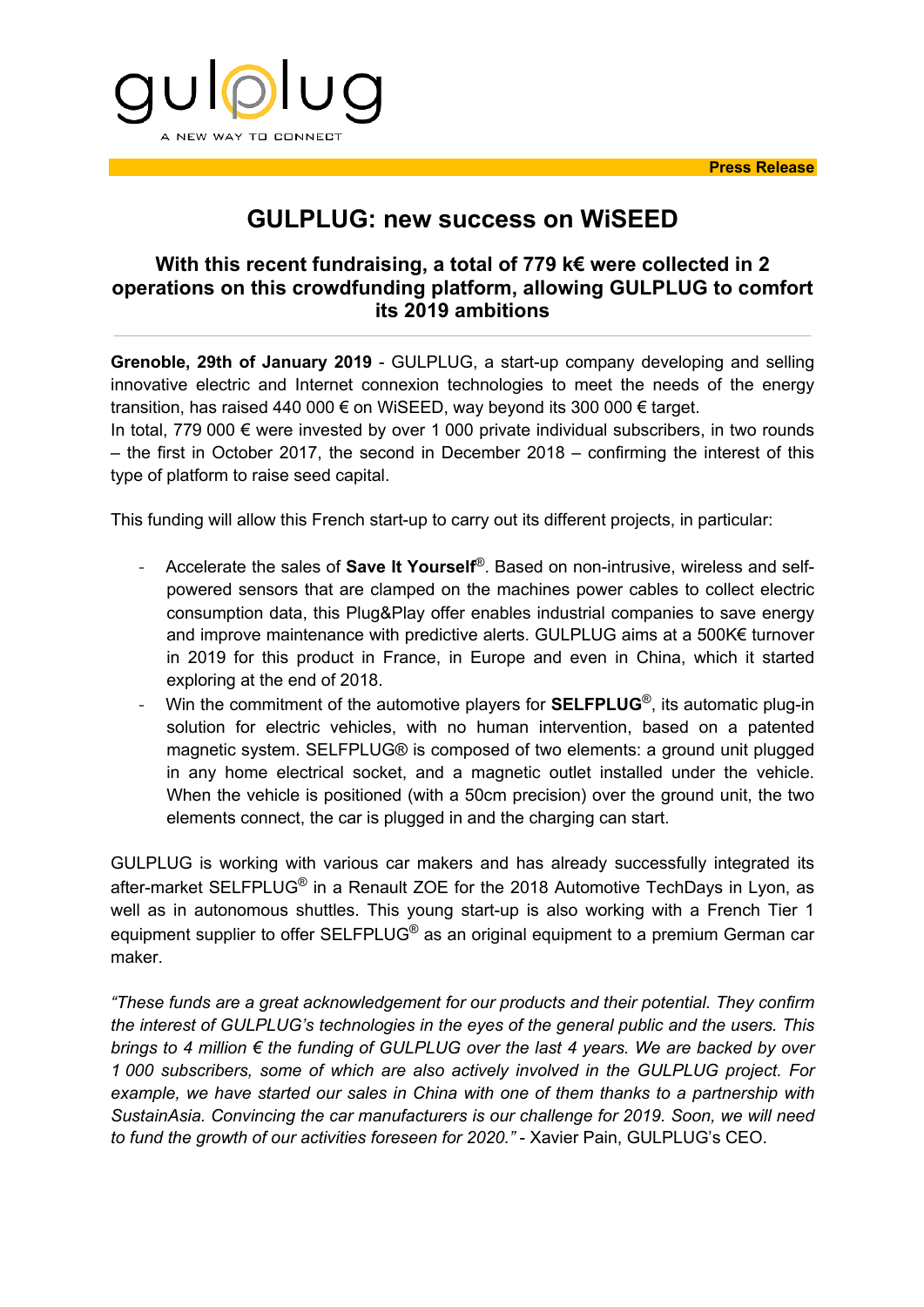gulplug

A NEW WAY TO CONNECT

**Press Release**

# GULPLUG: new success on WiSEED

## With this recent fundraising, a total of 779 k€ were collected in 2 operations on this crowdfunding platform, allowing GULPLUG to comfort its 2019 ambitions

**Grenoble, 29th of January 2019** - GULPLUG, a start-up company developing and selling innovative electric and Internet connexion technologies to meet the needs of the energy transition, has raised 440 000 € on WiSEED, way beyond its 300 000 € target.
In total, 779 000 € were invested by over 1 000 private individual subscribers, in two rounds – the first in October 2017, the second in December 2018 – confirming the interest of this type of platform to raise seed capital.

This funding will allow this French start-up to carry out its different projects, in particular:

- Accelerate the sales of **Save It Yourself**®. Based on non-intrusive, wireless and self-powered sensors that are clamped on the machines power cables to collect electric consumption data, this Plug&Play offer enables industrial companies to save energy and improve maintenance with predictive alerts. GULPLUG aims at a 500K€ turnover in 2019 for this product in France, in Europe and even in China, which it started exploring at the end of 2018.
- Win the commitment of the automotive players for **SELFPLUG**®, its automatic plug-in solution for electric vehicles, with no human intervention, based on a patented magnetic system. SELFPLUG® is composed of two elements: a ground unit plugged in any home electrical socket, and a magnetic outlet installed under the vehicle. When the vehicle is positioned (with a 50cm precision) over the ground unit, the two elements connect, the car is plugged in and the charging can start.

GULPLUG is working with various car makers and has already successfully integrated its after-market SELFPLUG® in a Renault ZOE for the 2018 Automotive TechDays in Lyon, as well as in autonomous shuttles. This young start-up is also working with a French Tier 1 equipment supplier to offer SELFPLUG® as an original equipment to a premium German car maker.

*"These funds are a great acknowledgement for our products and their potential. They confirm the interest of GULPLUG's technologies in the eyes of the general public and the users. This brings to 4 million € the funding of GULPLUG over the last 4 years. We are backed by over 1 000 subscribers, some of which are also actively involved in the GULPLUG project. For example, we have started our sales in China with one of them thanks to a partnership with SustainAsia. Convincing the car manufacturers is our challenge for 2019. Soon, we will need to fund the growth of our activities foreseen for 2020."* - Xavier Pain, GULPLUG's CEO.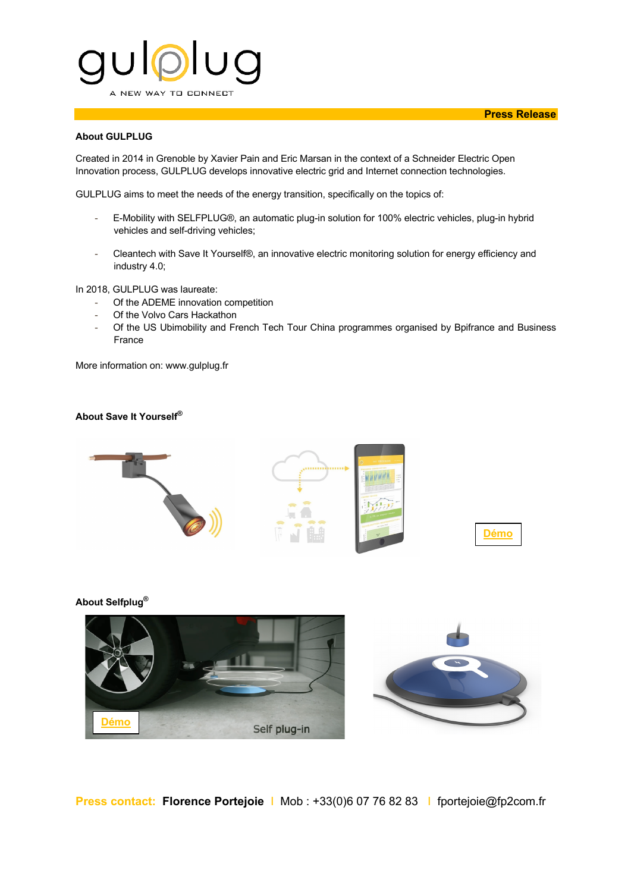Press Release

**About GULPLUG**

Created in 2014 in Grenoble by Xavier Pain and Eric Marsan in the context of a Schneider Electric Open Innovation process, GULPLUG develops innovative electric grid and Internet connection technologies.

GULPLUG aims to meet the needs of the energy transition, specifically on the topics of:

- E-Mobility with SELFPLUG®, an automatic plug-in solution for 100% electric vehicles, plug-in hybrid vehicles and self-driving vehicles;

- Cleantech with Save It Yourself®, an innovative electric monitoring solution for energy efficiency and industry 4.0;

In 2018, GULPLUG was laureate:

- Of the ADEME innovation competition
- Of the Volvo Cars Hackathon
- Of the US Ubimobility and French Tech Tour China programmes organised by Bpifrance and Business France

More information on: www.gulplug.fr

**About Save It Yourself®**

Démo

**About Selfplug®**

Démo

Self plug-in

**Press contact:** **Florence Portejoie** | Mob : +33(0)6 07 76 82 83 | fportejoie@fp2com.fr